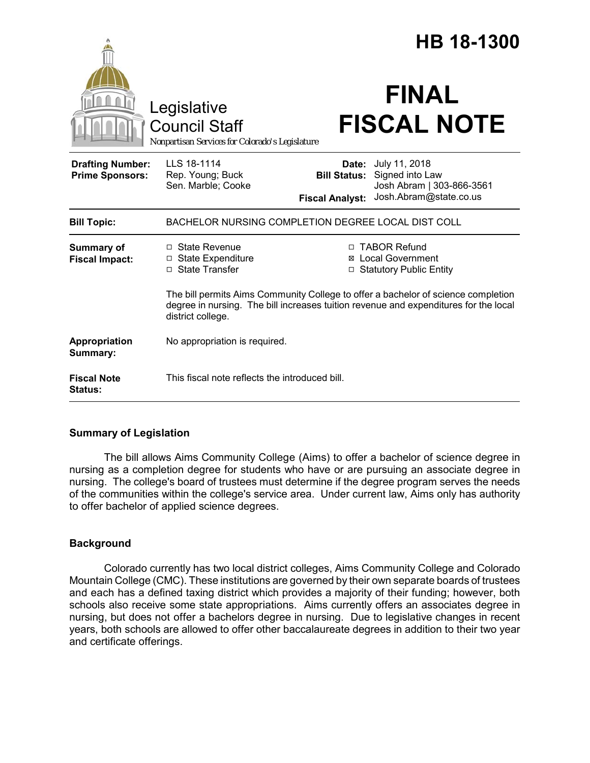# HB 18-1300

Legislative Council Staff

*Nonpartisan Services for Colorado's Legislature*

# FINAL FISCAL NOTE

| | | | |
|---|---|---|---|
| **Drafting Number:** | LLS 18-1114 | **Date:** | July 11, 2018 |
| **Prime Sponsors:** | Rep. Young; Buck<br>Sen. Marble; Cooke | **Bill Status:** | Signed into Law |
| | | **Fiscal Analyst:** | Josh Abram \| 303-866-3561<br>Josh.Abram@state.co.us |

| | |
|---|---|
| **Bill Topic:** | BACHELOR NURSING COMPLETION DEGREE LOCAL DIST COLL |
| **Summary of Fiscal Impact:** | ☐ State Revenue<br>☐ State Expenditure<br>☐ State Transfer<br>☐ TABOR Refund<br>☒ Local Government<br>☐ Statutory Public Entity<br><br>The bill permits Aims Community College to offer a bachelor of science completion degree in nursing. The bill increases tuition revenue and expenditures for the local district college. |
| **Appropriation Summary:** | No appropriation is required. |
| **Fiscal Note Status:** | This fiscal note reflects the introduced bill. |

## Summary of Legislation

The bill allows Aims Community College (Aims) to offer a bachelor of science degree in nursing as a completion degree for students who have or are pursuing an associate degree in nursing. The college's board of trustees must determine if the degree program serves the needs of the communities within the college's service area. Under current law, Aims only has authority to offer bachelor of applied science degrees.

## Background

Colorado currently has two local district colleges, Aims Community College and Colorado Mountain College (CMC). These institutions are governed by their own separate boards of trustees and each has a defined taxing district which provides a majority of their funding; however, both schools also receive some state appropriations. Aims currently offers an associates degree in nursing, but does not offer a bachelors degree in nursing. Due to legislative changes in recent years, both schools are allowed to offer other baccalaureate degrees in addition to their two year and certificate offerings.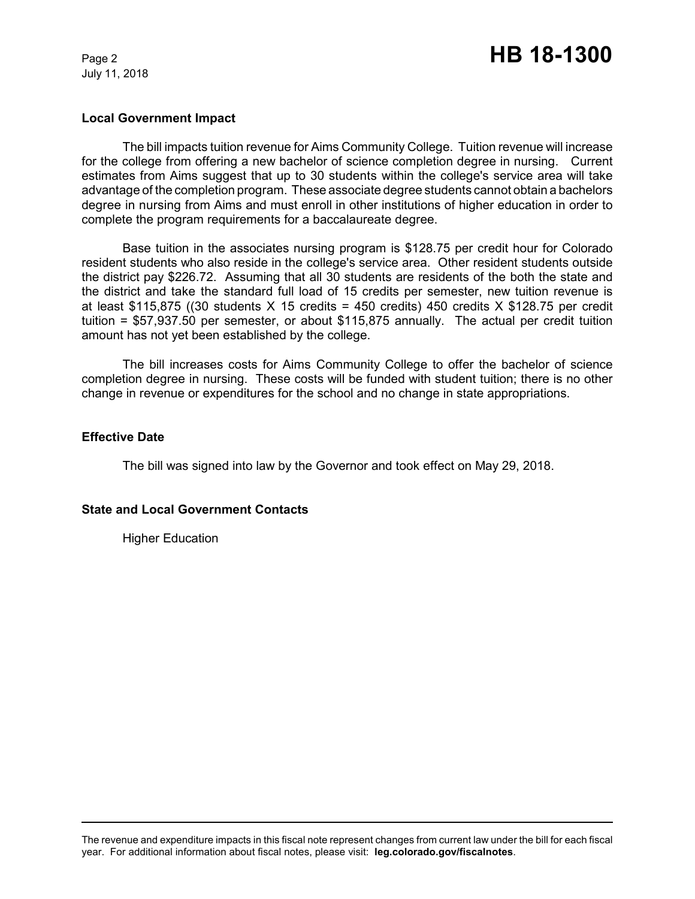### Local Government Impact

The bill impacts tuition revenue for Aims Community College. Tuition revenue will increase for the college from offering a new bachelor of science completion degree in nursing. Current estimates from Aims suggest that up to 30 students within the college's service area will take advantage of the completion program. These associate degree students cannot obtain a bachelors degree in nursing from Aims and must enroll in other institutions of higher education in order to complete the program requirements for a baccalaureate degree.

Base tuition in the associates nursing program is $128.75 per credit hour for Colorado resident students who also reside in the college's service area. Other resident students outside the district pay $226.72. Assuming that all 30 students are residents of the both the state and the district and take the standard full load of 15 credits per semester, new tuition revenue is at least $115,875 ((30 students X 15 credits = 450 credits) 450 credits X $128.75 per credit tuition = $57,937.50 per semester, or about $115,875 annually. The actual per credit tuition amount has not yet been established by the college.

The bill increases costs for Aims Community College to offer the bachelor of science completion degree in nursing. These costs will be funded with student tuition; there is no other change in revenue or expenditures for the school and no change in state appropriations.

### Effective Date

The bill was signed into law by the Governor and took effect on May 29, 2018.

### State and Local Government Contacts

Higher Education

The revenue and expenditure impacts in this fiscal note represent changes from current law under the bill for each fiscal year. For additional information about fiscal notes, please visit: **leg.colorado.gov/fiscalnotes**.